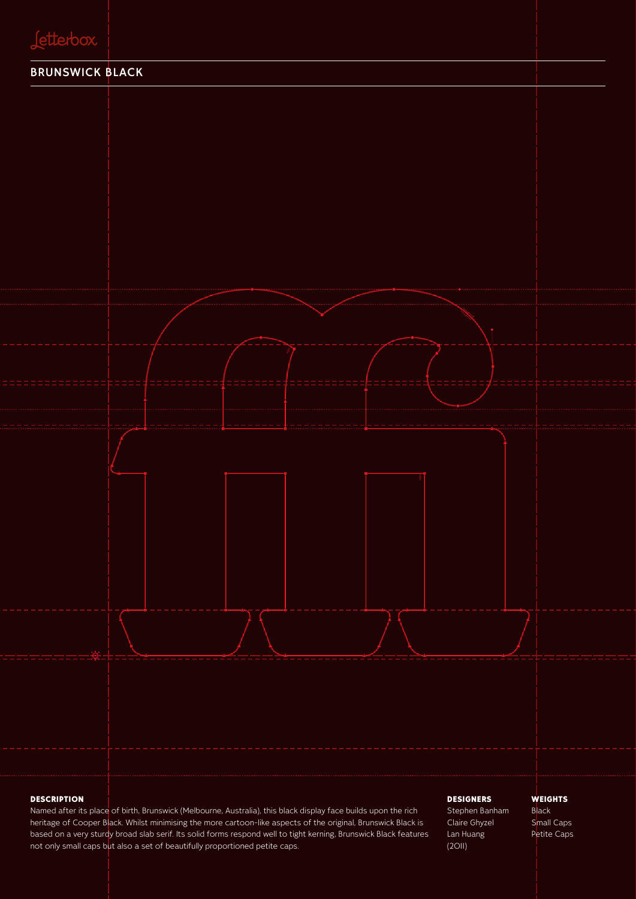Letterbox

# BRUNSWICK BLACK

**DESCRIPTION**

Named after its place of birth, Brunswick (Melbourne, Australia), this black display face builds upon the rich heritage of Cooper Black. Whilst minimising the more cartoon-like aspects of the original, Brunswick Black is based on a very sturdy broad slab serif. Its solid forms respond well to tight kerning, Brunswick Black features not only small caps but also a set of beautifully proportioned petite caps.

**DESIGNERS**

Stephen Banham
Claire Ghyzel
Lan Huang
(2011)

**WEIGHTS**

Black
Small Caps
Petite Caps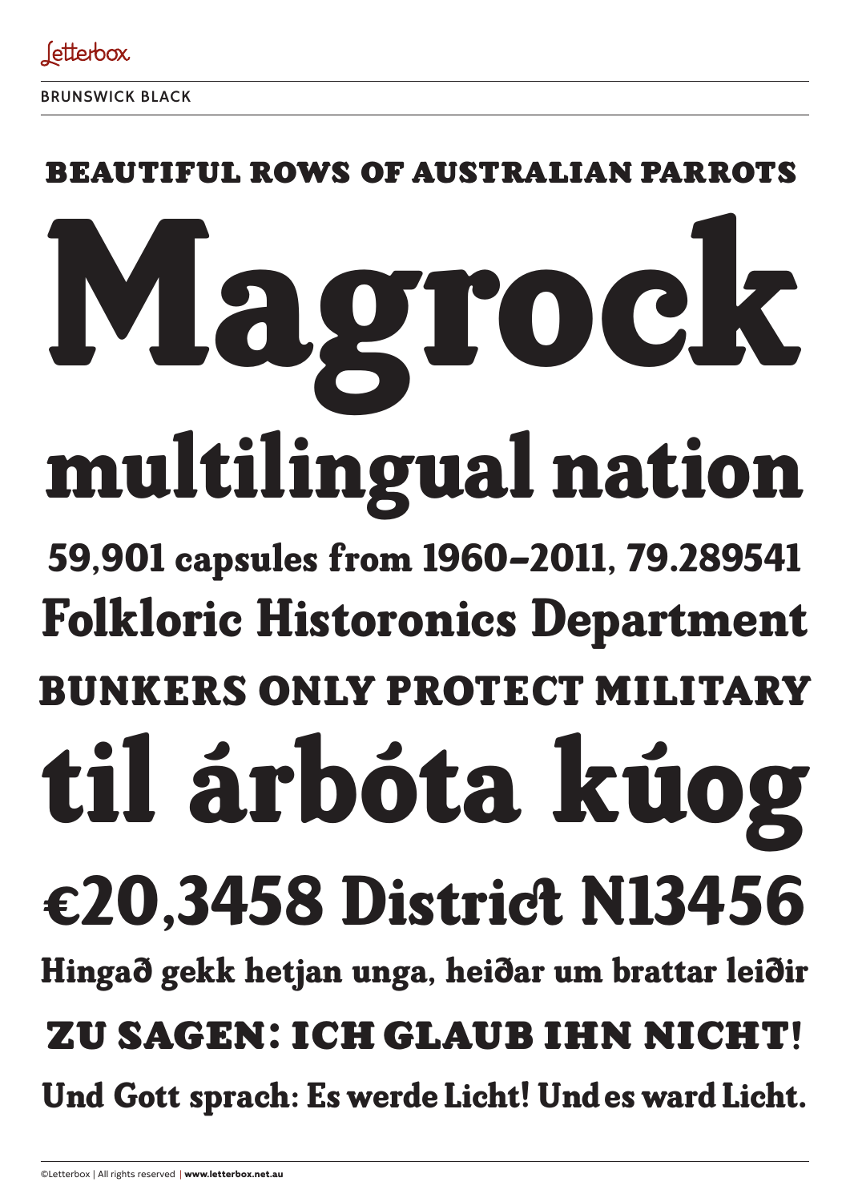Letterbox

BRUNSWICK BLACK

BEAUTIFUL ROWS OF AUSTRALIAN PARROTS

# Magrock

## multilingual nation

59,901 capsules from 1960–2011, 79.289541

Folkloric Historonics Department

BUNKERS ONLY PROTECT MILITARY

# til árbóta kúog

## €20,3458 District N13456

Hingað gekk hetjan unga, heiðar um brattar leiðir

ZU SAGEN: ICH GLAUB IHN NICHT!

Und Gott sprach: Es werde Licht! Und es ward Licht.

©Letterbox | All rights reserved | **www.letterbox.net.au**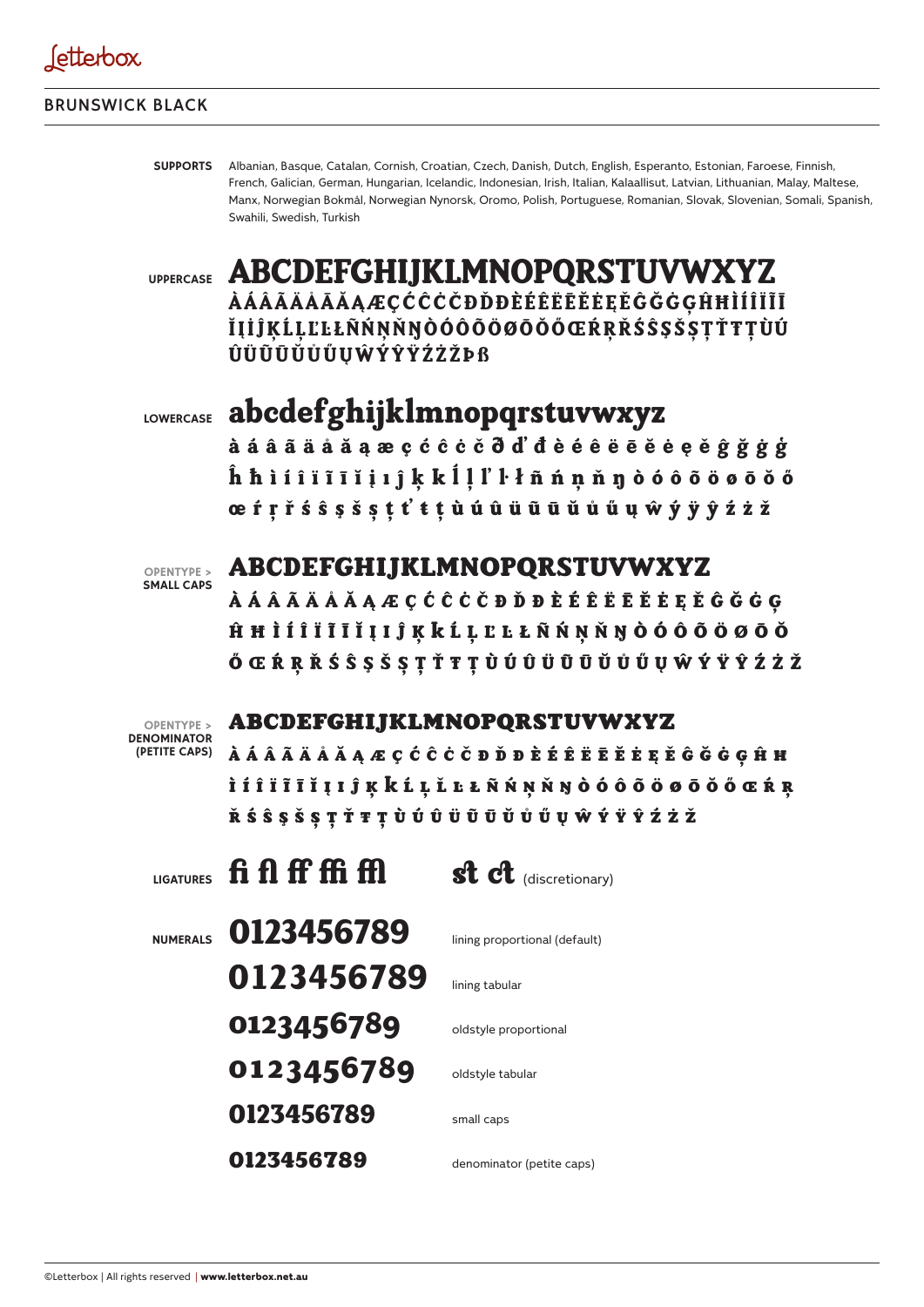Letterbox

## BRUNSWICK BLACK

**SUPPORTS** Albanian, Basque, Catalan, Cornish, Croatian, Czech, Danish, Dutch, English, Esperanto, Estonian, Faroese, Finnish, French, Galician, German, Hungarian, Icelandic, Indonesian, Irish, Italian, Kalaallisut, Latvian, Lithuanian, Malay, Maltese, Manx, Norwegian Bokmål, Norwegian Nynorsk, Oromo, Polish, Portuguese, Romanian, Slovak, Slovenian, Somali, Spanish, Swahili, Swedish, Turkish

**UPPERCASE**

ABCDEFGHIJKLMNOPQRSTUVWXYZ
ÀÁÂÃÄÅĀĂĄÆÇĆĈĊČĐĎĐÈÉÊËĒĔĖĘĚĜĞĠĢĤĦÌÍÎÏĨĪ
ĬĮİĴĶĹĻĽĿŁÑŃŅŇŊÒÓÔÕÖØŌŎŐŒŔŖŘŚŜŞŠȘŢŤŦȚÙÚ
ÛÜŨŪŬŮŰŲŴÝŶŸŹŻŽÞß

**LOWERCASE**

abcdefghijklmnopqrstuvwxyz
à á â ã ä å ā ă ą æ ç ć ĉ ċ č ð ď đ è é ê ë ē ĕ ė ę ě ĝ ğ ġ ģ
ĥ ħ ì í î ï ĩ ī ĭ į ı ĵ ķ ĸ ĺ ļ ľ ŀ ł ñ ń ņ ň ŋ ò ó ô õ ö ø ō ŏ ő
œ ŕ ŗ ř ś ŝ ş š ș ţ ť ŧ ț ù ú û ü ũ ū ŭ ů ű ų ŵ ý ÿ ŷ ź ż ž

**OPENTYPE > SMALL CAPS**

ABCDEFGHIJKLMNOPQRSTUVWXYZ
À Á Â Ã Ä Å Ā Ă Ą Æ Ç Ć Ĉ Ċ Č Đ Ď Đ È É Ê Ë Ē Ĕ Ė Ę Ě Ĝ Ğ Ġ Ģ
Ĥ Ħ Ì Í Î Ï Ĩ Ī Ĭ Į I Ĵ Ķ ĸ Ĺ Ļ Ľ Ŀ Ł Ñ Ń Ņ Ň Ŋ Ò Ó Ô Õ Ö Ø Ō Ŏ
Ő Œ Ŕ Ŗ Ř Ś Ŝ Ş Š Ș Ţ Ť Ŧ Ț Ù Ú Û Ü Ũ Ū Ŭ Ů Ű Ų Ŵ Ý Ÿ Ŷ Ź Ż Ž

**OPENTYPE > DENOMINATOR (PETITE CAPS)**

ABCDEFGHIJKLMNOPQRSTUVWXYZ
À Á Â Ã Ä Å Ā Ă Ą Æ Ç Ć Ĉ Ċ Č Đ Ď Đ È É Ê Ë Ē Ĕ Ė Ę Ě Ĝ Ğ Ġ Ģ Ĥ Ħ
Ì Í Î Ï Ĩ Ī Ĭ Į I Ĵ Ķ ĸ Ĺ Ļ Ľ Ŀ Ł Ñ Ń Ņ Ň Ŋ Ò Ó Ô Õ Ö Ø Ō Ŏ Ő Œ Ŕ Ŗ
Ř Ś Ŝ Ş Š Ș Ţ Ť Ŧ Ț Ù Ú Û Ü Ũ Ū Ŭ Ů Ű Ų Ŵ Ý Ÿ Ŷ Ź Ż Ž

**LIGATURES** fi fl ff ffi ffl st ct (discretionary)

**NUMERALS**

0123456789 lining proportional (default)

0123456789 lining tabular

0123456789 oldstyle proportional

0123456789 oldstyle tabular

0123456789 small caps

0123456789 denominator (petite caps)

©Letterbox | All rights reserved | **www.letterbox.net.au**